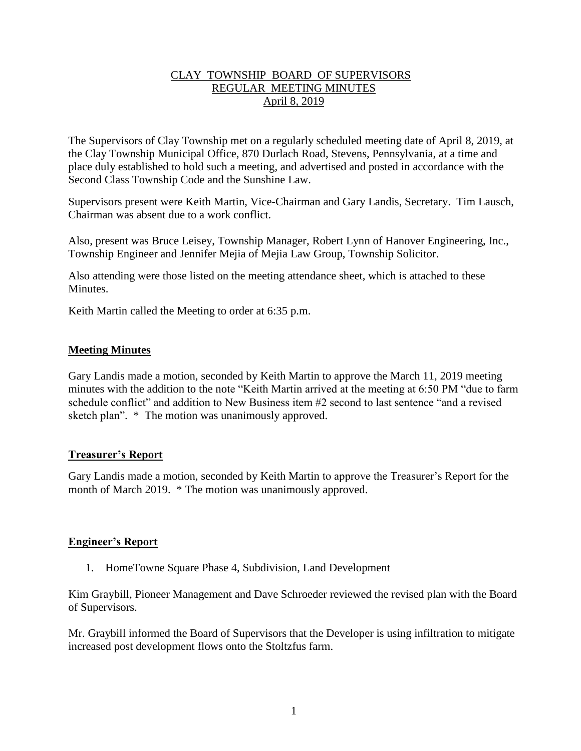# CLAY TOWNSHIP BOARD OF SUPERVISORS
## REGULAR MEETING MINUTES
### April 8, 2019

The Supervisors of Clay Township met on a regularly scheduled meeting date of April 8, 2019, at the Clay Township Municipal Office, 870 Durlach Road, Stevens, Pennsylvania, at a time and place duly established to hold such a meeting, and advertised and posted in accordance with the Second Class Township Code and the Sunshine Law.

Supervisors present were Keith Martin, Vice-Chairman and Gary Landis, Secretary. Tim Lausch, Chairman was absent due to a work conflict.

Also, present was Bruce Leisey, Township Manager, Robert Lynn of Hanover Engineering, Inc., Township Engineer and Jennifer Mejia of Mejia Law Group, Township Solicitor.

Also attending were those listed on the meeting attendance sheet, which is attached to these Minutes.

Keith Martin called the Meeting to order at 6:35 p.m.

**Meeting Minutes**

Gary Landis made a motion, seconded by Keith Martin to approve the March 11, 2019 meeting minutes with the addition to the note "Keith Martin arrived at the meeting at 6:50 PM "due to farm schedule conflict" and addition to New Business item #2 second to last sentence "and a revised sketch plan". * The motion was unanimously approved.

**Treasurer's Report**

Gary Landis made a motion, seconded by Keith Martin to approve the Treasurer's Report for the month of March 2019. * The motion was unanimously approved.

**Engineer's Report**

1. HomeTowne Square Phase 4, Subdivision, Land Development

Kim Graybill, Pioneer Management and Dave Schroeder reviewed the revised plan with the Board of Supervisors.

Mr. Graybill informed the Board of Supervisors that the Developer is using infiltration to mitigate increased post development flows onto the Stoltzfus farm.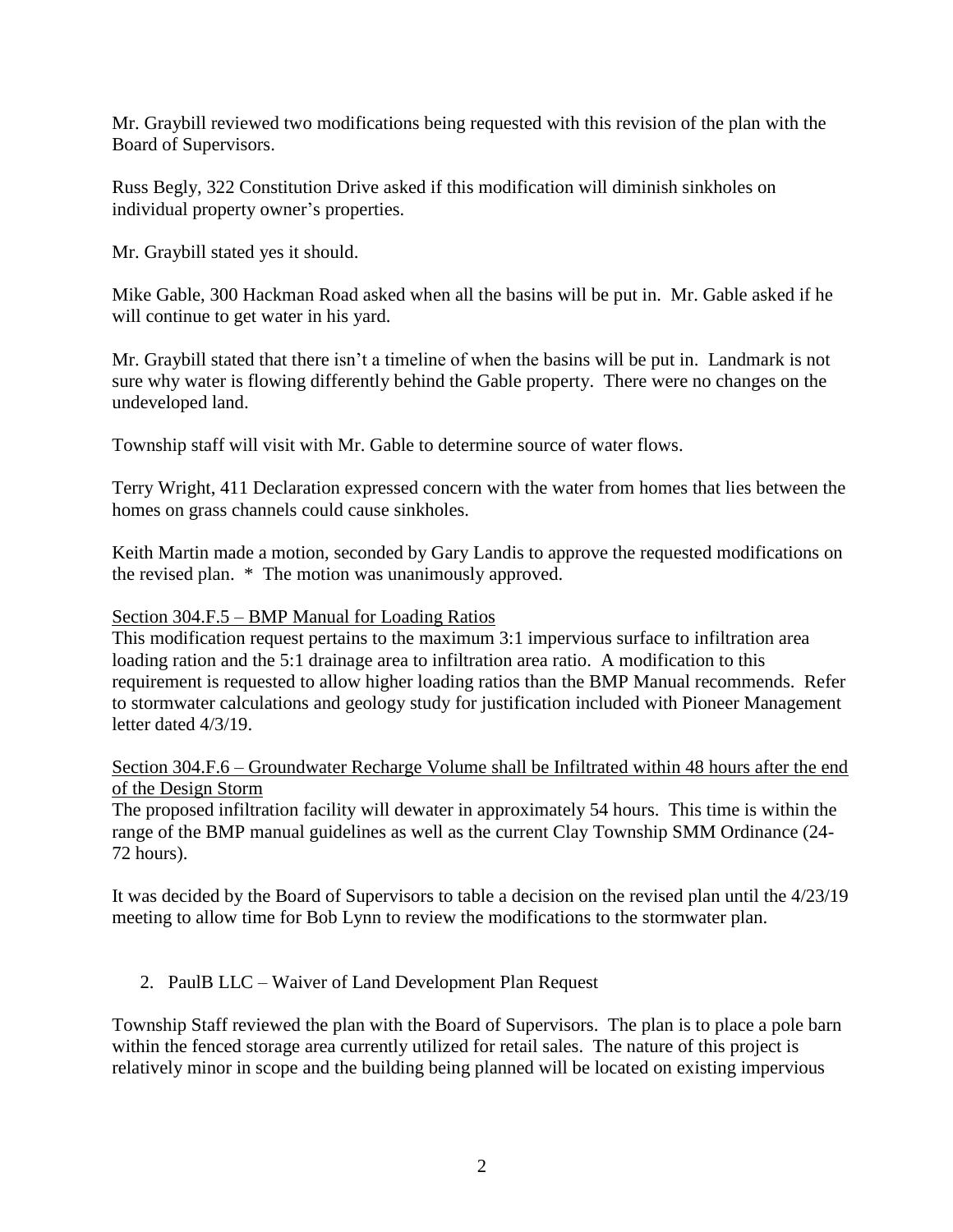Mr. Graybill reviewed two modifications being requested with this revision of the plan with the Board of Supervisors.

Russ Begly, 322 Constitution Drive asked if this modification will diminish sinkholes on individual property owner's properties.

Mr. Graybill stated yes it should.

Mike Gable, 300 Hackman Road asked when all the basins will be put in. Mr. Gable asked if he will continue to get water in his yard.

Mr. Graybill stated that there isn't a timeline of when the basins will be put in. Landmark is not sure why water is flowing differently behind the Gable property. There were no changes on the undeveloped land.

Township staff will visit with Mr. Gable to determine source of water flows.

Terry Wright, 411 Declaration expressed concern with the water from homes that lies between the homes on grass channels could cause sinkholes.

Keith Martin made a motion, seconded by Gary Landis to approve the requested modifications on the revised plan. * The motion was unanimously approved.

<u>Section 304.F.5 – BMP Manual for Loading Ratios</u>
This modification request pertains to the maximum 3:1 impervious surface to infiltration area loading ration and the 5:1 drainage area to infiltration area ratio. A modification to this requirement is requested to allow higher loading ratios than the BMP Manual recommends. Refer to stormwater calculations and geology study for justification included with Pioneer Management letter dated 4/3/19.

<u>Section 304.F.6 – Groundwater Recharge Volume shall be Infiltrated within 48 hours after the end of the Design Storm</u>
The proposed infiltration facility will dewater in approximately 54 hours. This time is within the range of the BMP manual guidelines as well as the current Clay Township SMM Ordinance (24-72 hours).

It was decided by the Board of Supervisors to table a decision on the revised plan until the 4/23/19 meeting to allow time for Bob Lynn to review the modifications to the stormwater plan.

2. PaulB LLC – Waiver of Land Development Plan Request

Township Staff reviewed the plan with the Board of Supervisors. The plan is to place a pole barn within the fenced storage area currently utilized for retail sales. The nature of this project is relatively minor in scope and the building being planned will be located on existing impervious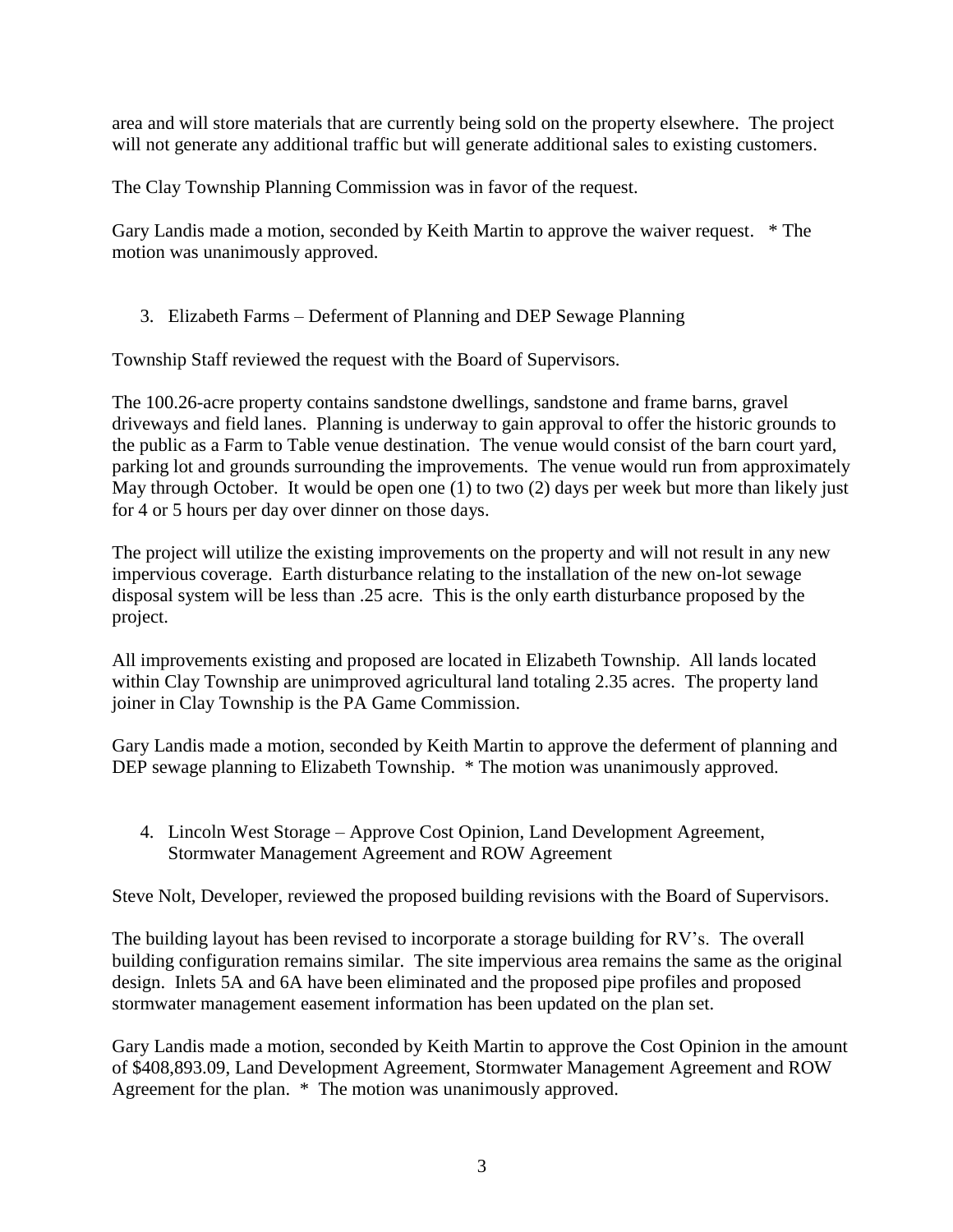area and will store materials that are currently being sold on the property elsewhere. The project will not generate any additional traffic but will generate additional sales to existing customers.

The Clay Township Planning Commission was in favor of the request.

Gary Landis made a motion, seconded by Keith Martin to approve the waiver request. * The motion was unanimously approved.

3. Elizabeth Farms – Deferment of Planning and DEP Sewage Planning

Township Staff reviewed the request with the Board of Supervisors.

The 100.26-acre property contains sandstone dwellings, sandstone and frame barns, gravel driveways and field lanes. Planning is underway to gain approval to offer the historic grounds to the public as a Farm to Table venue destination. The venue would consist of the barn court yard, parking lot and grounds surrounding the improvements. The venue would run from approximately May through October. It would be open one (1) to two (2) days per week but more than likely just for 4 or 5 hours per day over dinner on those days.

The project will utilize the existing improvements on the property and will not result in any new impervious coverage. Earth disturbance relating to the installation of the new on-lot sewage disposal system will be less than .25 acre. This is the only earth disturbance proposed by the project.

All improvements existing and proposed are located in Elizabeth Township. All lands located within Clay Township are unimproved agricultural land totaling 2.35 acres. The property land joiner in Clay Township is the PA Game Commission.

Gary Landis made a motion, seconded by Keith Martin to approve the deferment of planning and DEP sewage planning to Elizabeth Township. * The motion was unanimously approved.

4. Lincoln West Storage – Approve Cost Opinion, Land Development Agreement, Stormwater Management Agreement and ROW Agreement

Steve Nolt, Developer, reviewed the proposed building revisions with the Board of Supervisors.

The building layout has been revised to incorporate a storage building for RV's. The overall building configuration remains similar. The site impervious area remains the same as the original design. Inlets 5A and 6A have been eliminated and the proposed pipe profiles and proposed stormwater management easement information has been updated on the plan set.

Gary Landis made a motion, seconded by Keith Martin to approve the Cost Opinion in the amount of $408,893.09, Land Development Agreement, Stormwater Management Agreement and ROW Agreement for the plan. * The motion was unanimously approved.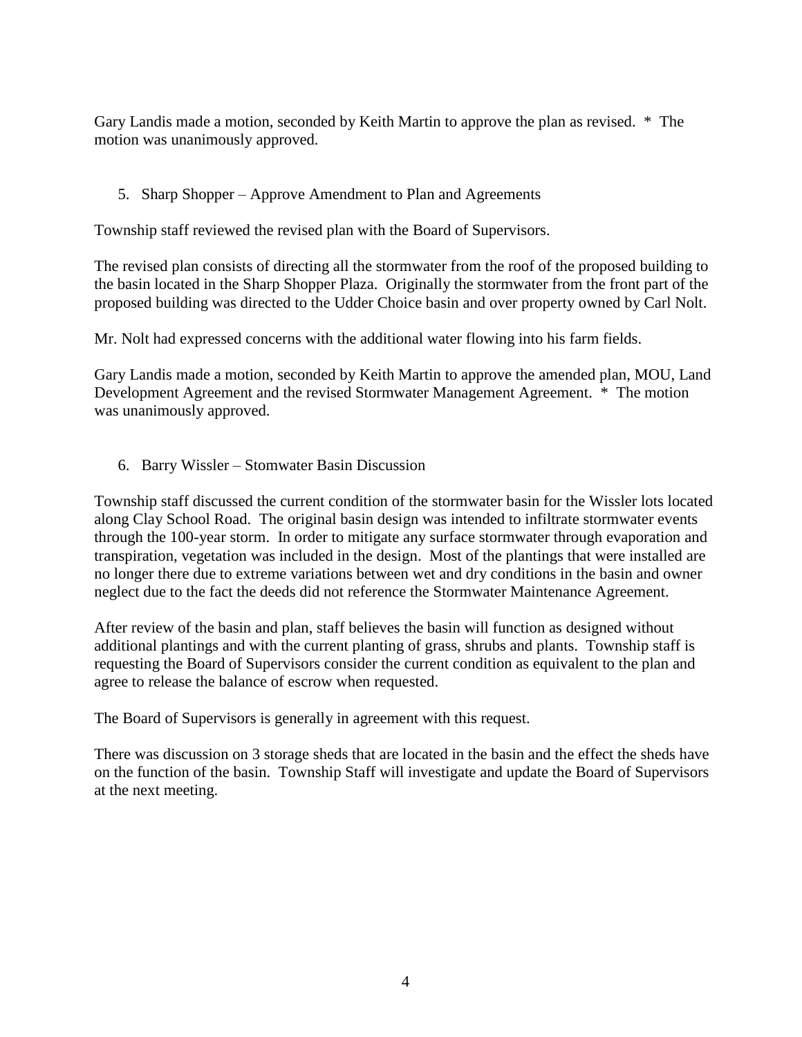Gary Landis made a motion, seconded by Keith Martin to approve the plan as revised. * The motion was unanimously approved.

5. Sharp Shopper – Approve Amendment to Plan and Agreements

Township staff reviewed the revised plan with the Board of Supervisors.

The revised plan consists of directing all the stormwater from the roof of the proposed building to the basin located in the Sharp Shopper Plaza. Originally the stormwater from the front part of the proposed building was directed to the Udder Choice basin and over property owned by Carl Nolt.

Mr. Nolt had expressed concerns with the additional water flowing into his farm fields.

Gary Landis made a motion, seconded by Keith Martin to approve the amended plan, MOU, Land Development Agreement and the revised Stormwater Management Agreement. * The motion was unanimously approved.

6. Barry Wissler – Stomwater Basin Discussion

Township staff discussed the current condition of the stormwater basin for the Wissler lots located along Clay School Road. The original basin design was intended to infiltrate stormwater events through the 100-year storm. In order to mitigate any surface stormwater through evaporation and transpiration, vegetation was included in the design. Most of the plantings that were installed are no longer there due to extreme variations between wet and dry conditions in the basin and owner neglect due to the fact the deeds did not reference the Stormwater Maintenance Agreement.

After review of the basin and plan, staff believes the basin will function as designed without additional plantings and with the current planting of grass, shrubs and plants. Township staff is requesting the Board of Supervisors consider the current condition as equivalent to the plan and agree to release the balance of escrow when requested.

The Board of Supervisors is generally in agreement with this request.

There was discussion on 3 storage sheds that are located in the basin and the effect the sheds have on the function of the basin. Township Staff will investigate and update the Board of Supervisors at the next meeting.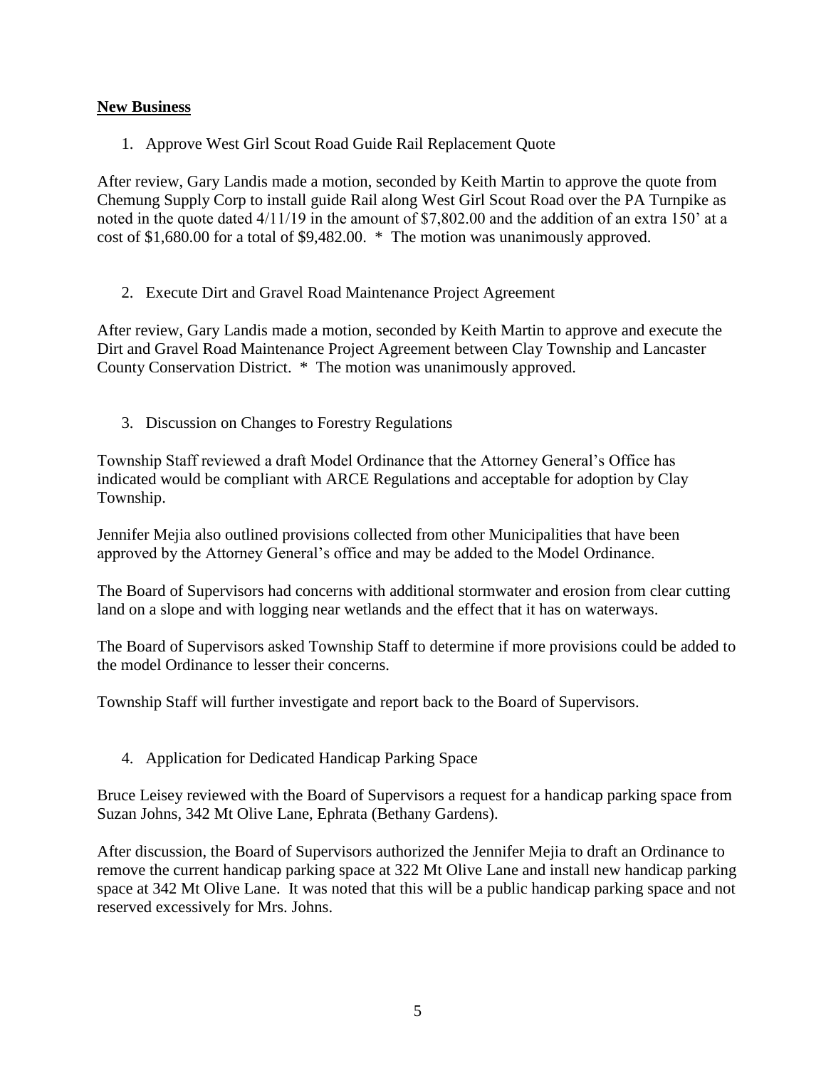**New Business**

1. Approve West Girl Scout Road Guide Rail Replacement Quote

After review, Gary Landis made a motion, seconded by Keith Martin to approve the quote from Chemung Supply Corp to install guide Rail along West Girl Scout Road over the PA Turnpike as noted in the quote dated 4/11/19 in the amount of $7,802.00 and the addition of an extra 150' at a cost of $1,680.00 for a total of $9,482.00. * The motion was unanimously approved.

2. Execute Dirt and Gravel Road Maintenance Project Agreement

After review, Gary Landis made a motion, seconded by Keith Martin to approve and execute the Dirt and Gravel Road Maintenance Project Agreement between Clay Township and Lancaster County Conservation District. * The motion was unanimously approved.

3. Discussion on Changes to Forestry Regulations

Township Staff reviewed a draft Model Ordinance that the Attorney General's Office has indicated would be compliant with ARCE Regulations and acceptable for adoption by Clay Township.

Jennifer Mejia also outlined provisions collected from other Municipalities that have been approved by the Attorney General's office and may be added to the Model Ordinance.

The Board of Supervisors had concerns with additional stormwater and erosion from clear cutting land on a slope and with logging near wetlands and the effect that it has on waterways.

The Board of Supervisors asked Township Staff to determine if more provisions could be added to the model Ordinance to lesser their concerns.

Township Staff will further investigate and report back to the Board of Supervisors.

4. Application for Dedicated Handicap Parking Space

Bruce Leisey reviewed with the Board of Supervisors a request for a handicap parking space from Suzan Johns, 342 Mt Olive Lane, Ephrata (Bethany Gardens).

After discussion, the Board of Supervisors authorized the Jennifer Mejia to draft an Ordinance to remove the current handicap parking space at 322 Mt Olive Lane and install new handicap parking space at 342 Mt Olive Lane. It was noted that this will be a public handicap parking space and not reserved excessively for Mrs. Johns.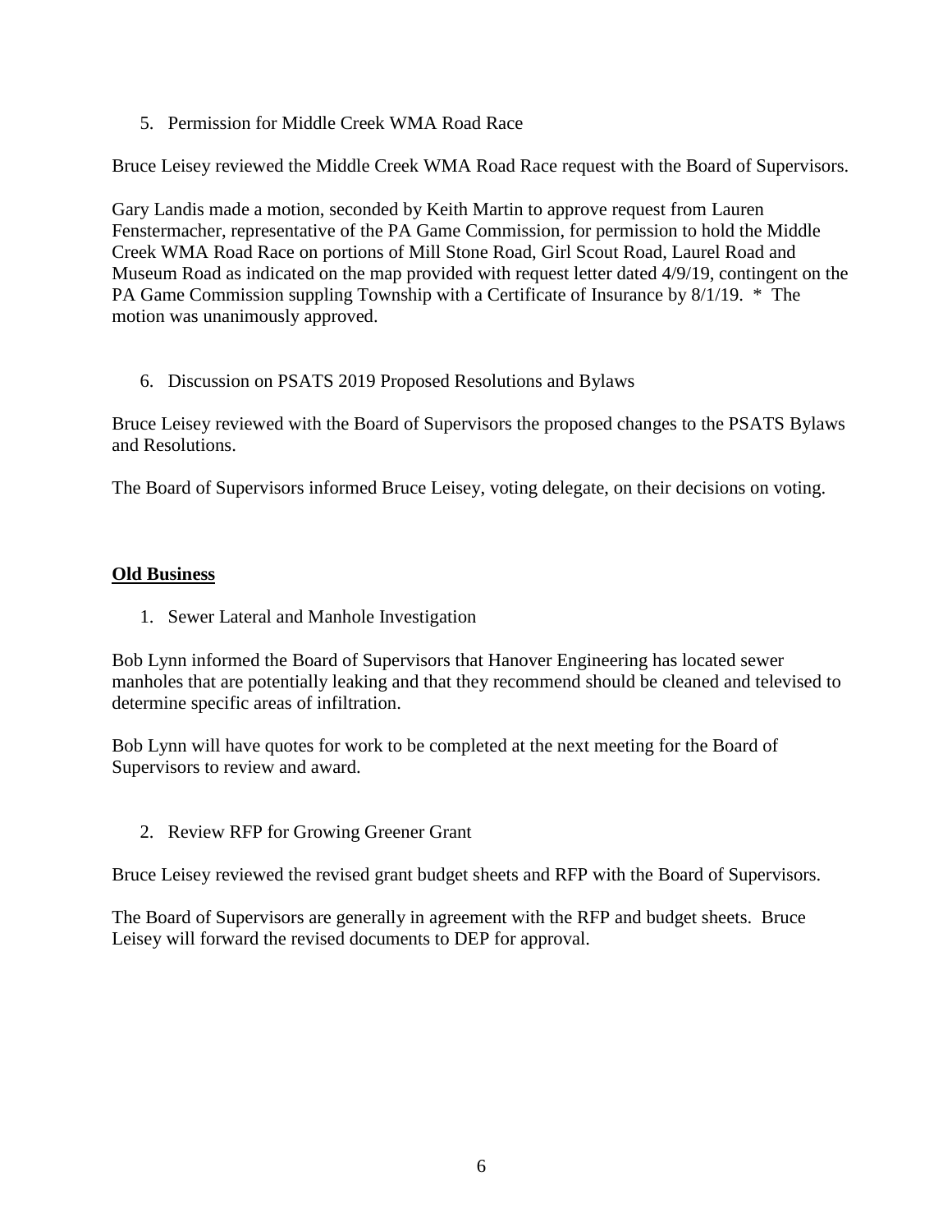5. Permission for Middle Creek WMA Road Race

Bruce Leisey reviewed the Middle Creek WMA Road Race request with the Board of Supervisors.

Gary Landis made a motion, seconded by Keith Martin to approve request from Lauren Fenstermacher, representative of the PA Game Commission, for permission to hold the Middle Creek WMA Road Race on portions of Mill Stone Road, Girl Scout Road, Laurel Road and Museum Road as indicated on the map provided with request letter dated 4/9/19, contingent on the PA Game Commission suppling Township with a Certificate of Insurance by 8/1/19. * The motion was unanimously approved.

6. Discussion on PSATS 2019 Proposed Resolutions and Bylaws

Bruce Leisey reviewed with the Board of Supervisors the proposed changes to the PSATS Bylaws and Resolutions.

The Board of Supervisors informed Bruce Leisey, voting delegate, on their decisions on voting.

## Old Business

1. Sewer Lateral and Manhole Investigation

Bob Lynn informed the Board of Supervisors that Hanover Engineering has located sewer manholes that are potentially leaking and that they recommend should be cleaned and televised to determine specific areas of infiltration.

Bob Lynn will have quotes for work to be completed at the next meeting for the Board of Supervisors to review and award.

2. Review RFP for Growing Greener Grant

Bruce Leisey reviewed the revised grant budget sheets and RFP with the Board of Supervisors.

The Board of Supervisors are generally in agreement with the RFP and budget sheets. Bruce Leisey will forward the revised documents to DEP for approval.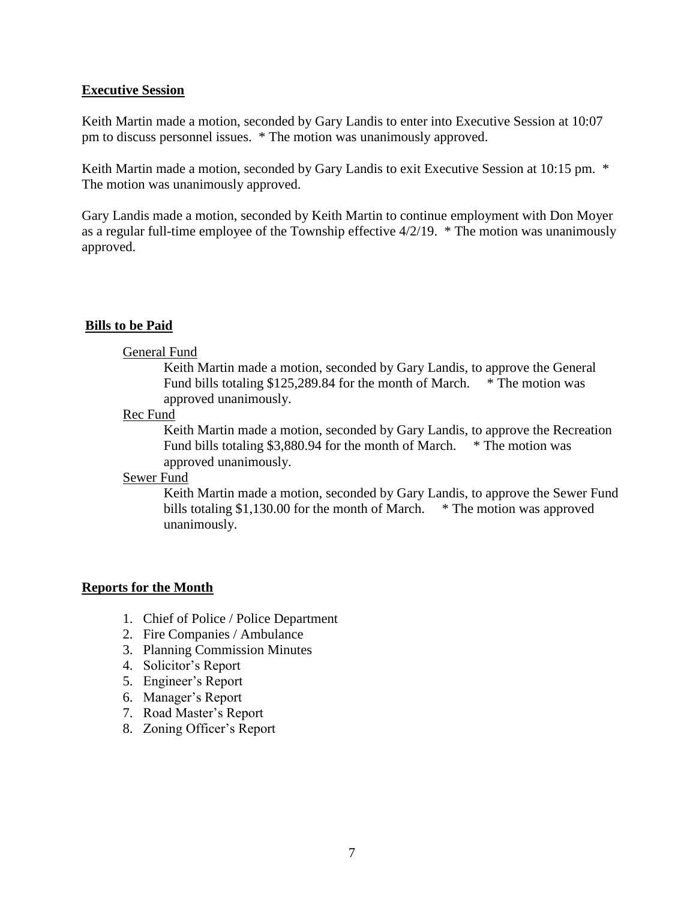**Executive Session**

Keith Martin made a motion, seconded by Gary Landis to enter into Executive Session at 10:07 pm to discuss personnel issues. * The motion was unanimously approved.

Keith Martin made a motion, seconded by Gary Landis to exit Executive Session at 10:15 pm. * The motion was unanimously approved.

Gary Landis made a motion, seconded by Keith Martin to continue employment with Don Moyer as a regular full-time employee of the Township effective 4/2/19. * The motion was unanimously approved.

**Bills to be Paid**

General Fund

Keith Martin made a motion, seconded by Gary Landis, to approve the General Fund bills totaling $125,289.84 for the month of March. * The motion was approved unanimously.

Rec Fund

Keith Martin made a motion, seconded by Gary Landis, to approve the Recreation Fund bills totaling $3,880.94 for the month of March. * The motion was approved unanimously.

Sewer Fund

Keith Martin made a motion, seconded by Gary Landis, to approve the Sewer Fund bills totaling $1,130.00 for the month of March. * The motion was approved unanimously.

**Reports for the Month**

1. Chief of Police / Police Department
2. Fire Companies / Ambulance
3. Planning Commission Minutes
4. Solicitor's Report
5. Engineer's Report
6. Manager's Report
7. Road Master's Report
8. Zoning Officer's Report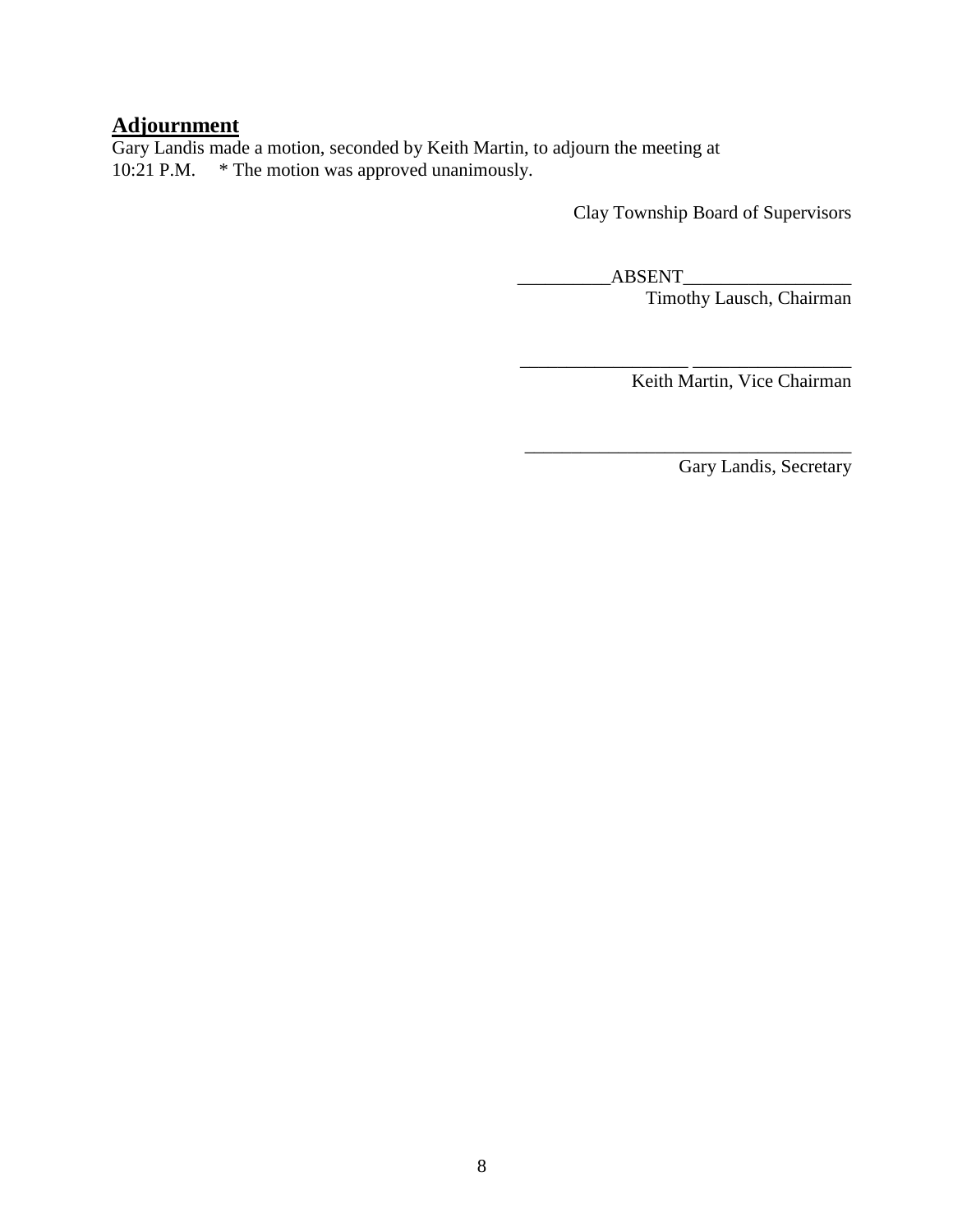## Adjournment

Gary Landis made a motion, seconded by Keith Martin, to adjourn the meeting at 10:21 P.M. * The motion was approved unanimously.

Clay Township Board of Supervisors

__________ABSENT__________________
Timothy Lausch, Chairman

__________________ _________________
Keith Martin, Vice Chairman

____________________________________
Gary Landis, Secretary